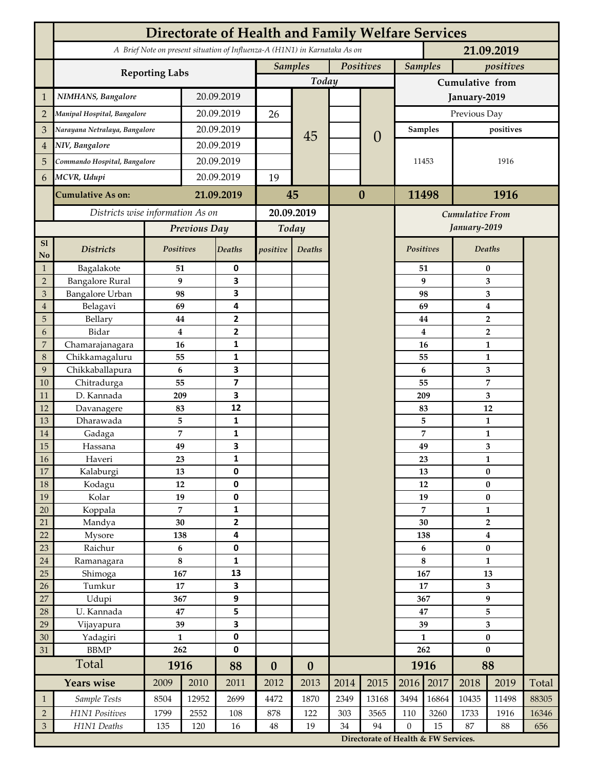# Directorate of Health and Family Welfare Services

*A Brief Note on present situation of Influenza-A (H1N1) in Karnataka As on* **21.09.2019**

| | Reporting Labs | | Samples (Today) | | Positives (Today) | | Samples (Cumulative from January-2019) | positives (Cumulative from January-2019) |
|---|---|---|---|---|---|---|---|---|
| 1 | *NIMHANS, Bangalore* | 20.09.2019 | | 45 | | 0 | Previous Day | |
| 2 | *Manipal Hospital, Bangalore* | 20.09.2019 | 26 | | | | Samples | positives |
| 3 | *Narayana Netralaya, Bangalore* | 20.09.2019 | | | | | 11453 | 1916 |
| 4 | *NIV, Bangalore* | 20.09.2019 | | | | | | |
| 5 | *Commando Hospital, Bangalore* | 20.09.2019 | | | | | | |
| 6 | *MCVR, Udupi* | 20.09.2019 | 19 | | | | | |
| | **Cumulative As on:** | **21.09.2019** | **45** | | **0** | | **11498** | **1916** |

*Districts wise information As on* **20.09.2019**

| Sl No | Districts | Positives (Previous Day) | Deaths (Previous Day) | positive (Today) | Deaths (Today) | Positives (Cumulative From January-2019) | Deaths (Cumulative From January-2019) |
|---|---|---|---|---|---|---|---|
| 1 | Bagalakote | 51 | 0 | | | 51 | 0 |
| 2 | Bangalore Rural | 9 | 3 | | | 9 | 3 |
| 3 | Bangalore Urban | 98 | 3 | | | 98 | 3 |
| 4 | Belagavi | 69 | 4 | | | 69 | 4 |
| 5 | Bellary | 44 | 2 | | | 44 | 2 |
| 6 | Bidar | 4 | 2 | | | 4 | 2 |
| 7 | Chamarajanagara | 16 | 1 | | | 16 | 1 |
| 8 | Chikkamagaluru | 55 | 1 | | | 55 | 1 |
| 9 | Chikkaballapura | 6 | 3 | | | 6 | 3 |
| 10 | Chitradurga | 55 | 7 | | | 55 | 7 |
| 11 | D. Kannada | 209 | 3 | | | 209 | 3 |
| 12 | Davanagere | 83 | 12 | | | 83 | 12 |
| 13 | Dharawada | 5 | 1 | | | 5 | 1 |
| 14 | Gadaga | 7 | 1 | | | 7 | 1 |
| 15 | Hassana | 49 | 3 | | | 49 | 3 |
| 16 | Haveri | 23 | 1 | | | 23 | 1 |
| 17 | Kalaburgi | 13 | 0 | | | 13 | 0 |
| 18 | Kodagu | 12 | 0 | | | 12 | 0 |
| 19 | Kolar | 19 | 0 | | | 19 | 0 |
| 20 | Koppala | 7 | 1 | | | 7 | 1 |
| 21 | Mandya | 30 | 2 | | | 30 | 2 |
| 22 | Mysore | 138 | 4 | | | 138 | 4 |
| 23 | Raichur | 6 | 0 | | | 6 | 0 |
| 24 | Ramanagara | 8 | 1 | | | 8 | 1 |
| 25 | Shimoga | 167 | 13 | | | 167 | 13 |
| 26 | Tumkur | 17 | 3 | | | 17 | 3 |
| 27 | Udupi | 367 | 9 | | | 367 | 9 |
| 28 | U. Kannada | 47 | 5 | | | 47 | 5 |
| 29 | Vijayapura | 39 | 3 | | | 39 | 3 |
| 30 | Yadagiri | 1 | 0 | | | 1 | 0 |
| 31 | BBMP | 262 | 0 | | | 262 | 0 |
| | **Total** | **1916** | **88** | **0** | **0** | **1916** | **88** |

| | Years wise | 2009 | 2010 | 2011 | 2012 | 2013 | 2014 | 2015 | 2016 | 2017 | 2018 | 2019 | Total |
|---|---|---|---|---|---|---|---|---|---|---|---|---|---|
| 1 | *Sample Tests* | 8504 | 12952 | 2699 | 4472 | 1870 | 2349 | 13168 | 3494 | 16864 | 10435 | 11498 | 88305 |
| 2 | *H1N1 Positives* | 1799 | 2552 | 108 | 878 | 122 | 303 | 3565 | 110 | 3260 | 1733 | 1916 | 16346 |
| 3 | *H1N1 Deaths* | 135 | 120 | 16 | 48 | 19 | 34 | 94 | 0 | 15 | 87 | 88 | 656 |

**Directorate of Health & FW Services.**